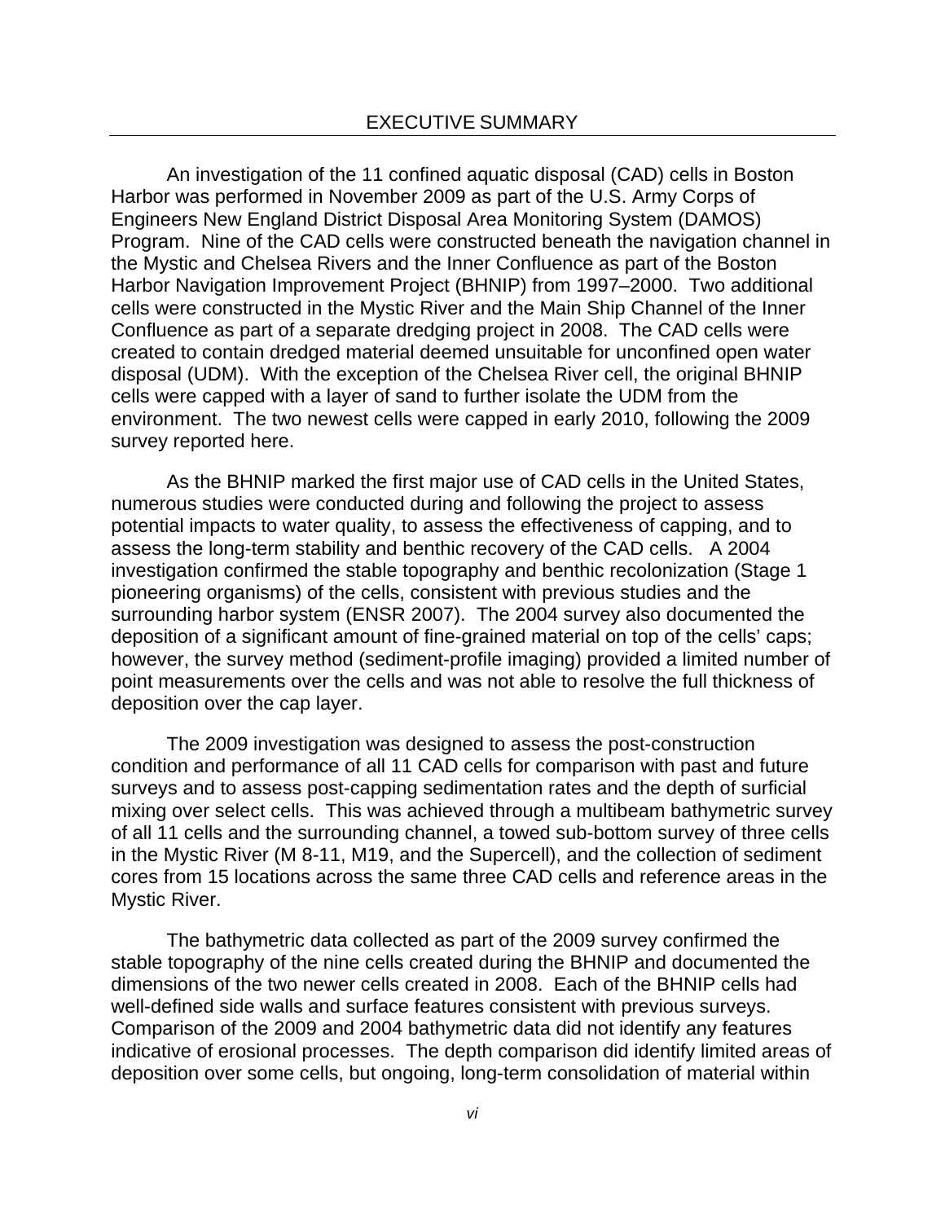# EXECUTIVE SUMMARY

An investigation of the 11 confined aquatic disposal (CAD) cells in Boston Harbor was performed in November 2009 as part of the U.S. Army Corps of Engineers New England District Disposal Area Monitoring System (DAMOS) Program. Nine of the CAD cells were constructed beneath the navigation channel in the Mystic and Chelsea Rivers and the Inner Confluence as part of the Boston Harbor Navigation Improvement Project (BHNIP) from 1997–2000. Two additional cells were constructed in the Mystic River and the Main Ship Channel of the Inner Confluence as part of a separate dredging project in 2008. The CAD cells were created to contain dredged material deemed unsuitable for unconfined open water disposal (UDM). With the exception of the Chelsea River cell, the original BHNIP cells were capped with a layer of sand to further isolate the UDM from the environment. The two newest cells were capped in early 2010, following the 2009 survey reported here.

As the BHNIP marked the first major use of CAD cells in the United States, numerous studies were conducted during and following the project to assess potential impacts to water quality, to assess the effectiveness of capping, and to assess the long-term stability and benthic recovery of the CAD cells. A 2004 investigation confirmed the stable topography and benthic recolonization (Stage 1 pioneering organisms) of the cells, consistent with previous studies and the surrounding harbor system (ENSR 2007). The 2004 survey also documented the deposition of a significant amount of fine-grained material on top of the cells' caps; however, the survey method (sediment-profile imaging) provided a limited number of point measurements over the cells and was not able to resolve the full thickness of deposition over the cap layer.

The 2009 investigation was designed to assess the post-construction condition and performance of all 11 CAD cells for comparison with past and future surveys and to assess post-capping sedimentation rates and the depth of surficial mixing over select cells. This was achieved through a multibeam bathymetric survey of all 11 cells and the surrounding channel, a towed sub-bottom survey of three cells in the Mystic River (M 8-11, M19, and the Supercell), and the collection of sediment cores from 15 locations across the same three CAD cells and reference areas in the Mystic River.

The bathymetric data collected as part of the 2009 survey confirmed the stable topography of the nine cells created during the BHNIP and documented the dimensions of the two newer cells created in 2008. Each of the BHNIP cells had well-defined side walls and surface features consistent with previous surveys. Comparison of the 2009 and 2004 bathymetric data did not identify any features indicative of erosional processes. The depth comparison did identify limited areas of deposition over some cells, but ongoing, long-term consolidation of material within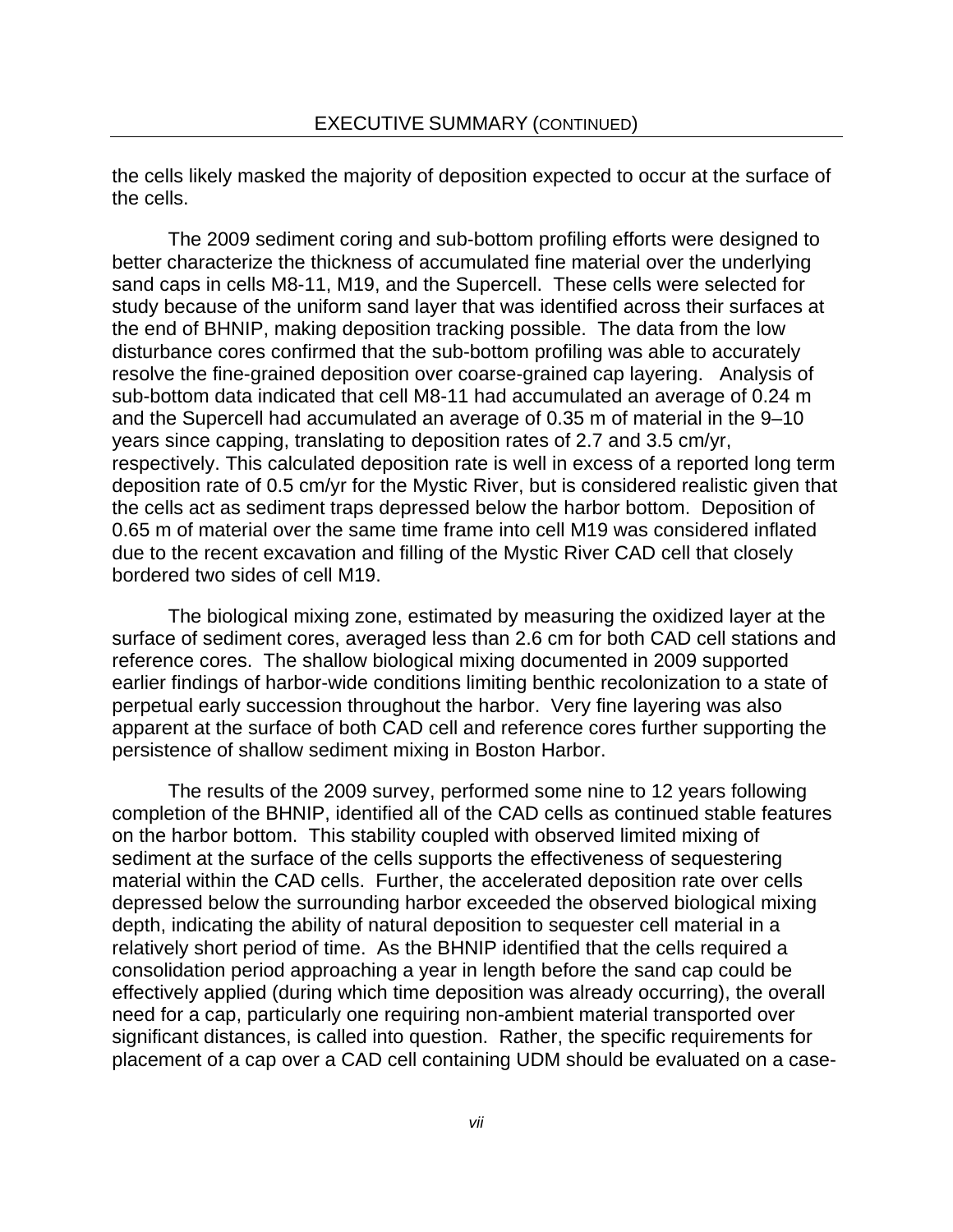the cells likely masked the majority of deposition expected to occur at the surface of the cells.

The 2009 sediment coring and sub-bottom profiling efforts were designed to better characterize the thickness of accumulated fine material over the underlying sand caps in cells M8-11, M19, and the Supercell. These cells were selected for study because of the uniform sand layer that was identified across their surfaces at the end of BHNIP, making deposition tracking possible. The data from the low disturbance cores confirmed that the sub-bottom profiling was able to accurately resolve the fine-grained deposition over coarse-grained cap layering. Analysis of sub-bottom data indicated that cell M8-11 had accumulated an average of 0.24 m and the Supercell had accumulated an average of 0.35 m of material in the 9–10 years since capping, translating to deposition rates of 2.7 and 3.5 cm/yr, respectively. This calculated deposition rate is well in excess of a reported long term deposition rate of 0.5 cm/yr for the Mystic River, but is considered realistic given that the cells act as sediment traps depressed below the harbor bottom. Deposition of 0.65 m of material over the same time frame into cell M19 was considered inflated due to the recent excavation and filling of the Mystic River CAD cell that closely bordered two sides of cell M19.

The biological mixing zone, estimated by measuring the oxidized layer at the surface of sediment cores, averaged less than 2.6 cm for both CAD cell stations and reference cores. The shallow biological mixing documented in 2009 supported earlier findings of harbor-wide conditions limiting benthic recolonization to a state of perpetual early succession throughout the harbor. Very fine layering was also apparent at the surface of both CAD cell and reference cores further supporting the persistence of shallow sediment mixing in Boston Harbor.

The results of the 2009 survey, performed some nine to 12 years following completion of the BHNIP, identified all of the CAD cells as continued stable features on the harbor bottom. This stability coupled with observed limited mixing of sediment at the surface of the cells supports the effectiveness of sequestering material within the CAD cells. Further, the accelerated deposition rate over cells depressed below the surrounding harbor exceeded the observed biological mixing depth, indicating the ability of natural deposition to sequester cell material in a relatively short period of time. As the BHNIP identified that the cells required a consolidation period approaching a year in length before the sand cap could be effectively applied (during which time deposition was already occurring), the overall need for a cap, particularly one requiring non-ambient material transported over significant distances, is called into question. Rather, the specific requirements for placement of a cap over a CAD cell containing UDM should be evaluated on a case-